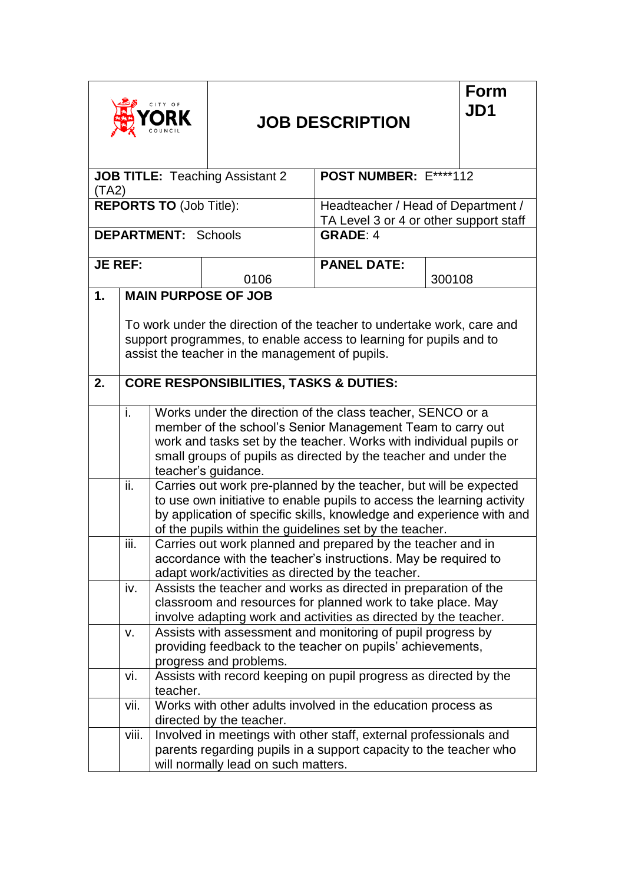CITY OF YORK COUNCIL

# JOB DESCRIPTION

**Form JD1**

| | | | |
|---|---|---|---|
| **JOB TITLE:** Teaching Assistant 2 (TA2) | | **POST NUMBER:** E****112 | |
| **REPORTS TO** (Job Title): | | Headteacher / Head of Department / TA Level 3 or 4 or other support staff | |
| **DEPARTMENT:** Schools | | **GRADE**: 4 | |
| **JE REF:** | 0106 | **PANEL DATE:** | 300108 |

## 1. MAIN PURPOSE OF JOB

To work under the direction of the teacher to undertake work, care and support programmes, to enable access to learning for pupils and to assist the teacher in the management of pupils.

## 2. CORE RESPONSIBILITIES, TASKS & DUTIES:

| | |
|---|---|
| i. | Works under the direction of the class teacher, SENCO or a member of the school's Senior Management Team to carry out work and tasks set by the teacher. Works with individual pupils or small groups of pupils as directed by the teacher and under the teacher's guidance. |
| ii. | Carries out work pre-planned by the teacher, but will be expected to use own initiative to enable pupils to access the learning activity by application of specific skills, knowledge and experience with and of the pupils within the guidelines set by the teacher. |
| iii. | Carries out work planned and prepared by the teacher and in accordance with the teacher's instructions. May be required to adapt work/activities as directed by the teacher. |
| iv. | Assists the teacher and works as directed in preparation of the classroom and resources for planned work to take place. May involve adapting work and activities as directed by the teacher. |
| v. | Assists with assessment and monitoring of pupil progress by providing feedback to the teacher on pupils' achievements, progress and problems. |
| vi. | Assists with record keeping on pupil progress as directed by the teacher. |
| vii. | Works with other adults involved in the education process as directed by the teacher. |
| viii. | Involved in meetings with other staff, external professionals and parents regarding pupils in a support capacity to the teacher who will normally lead on such matters. |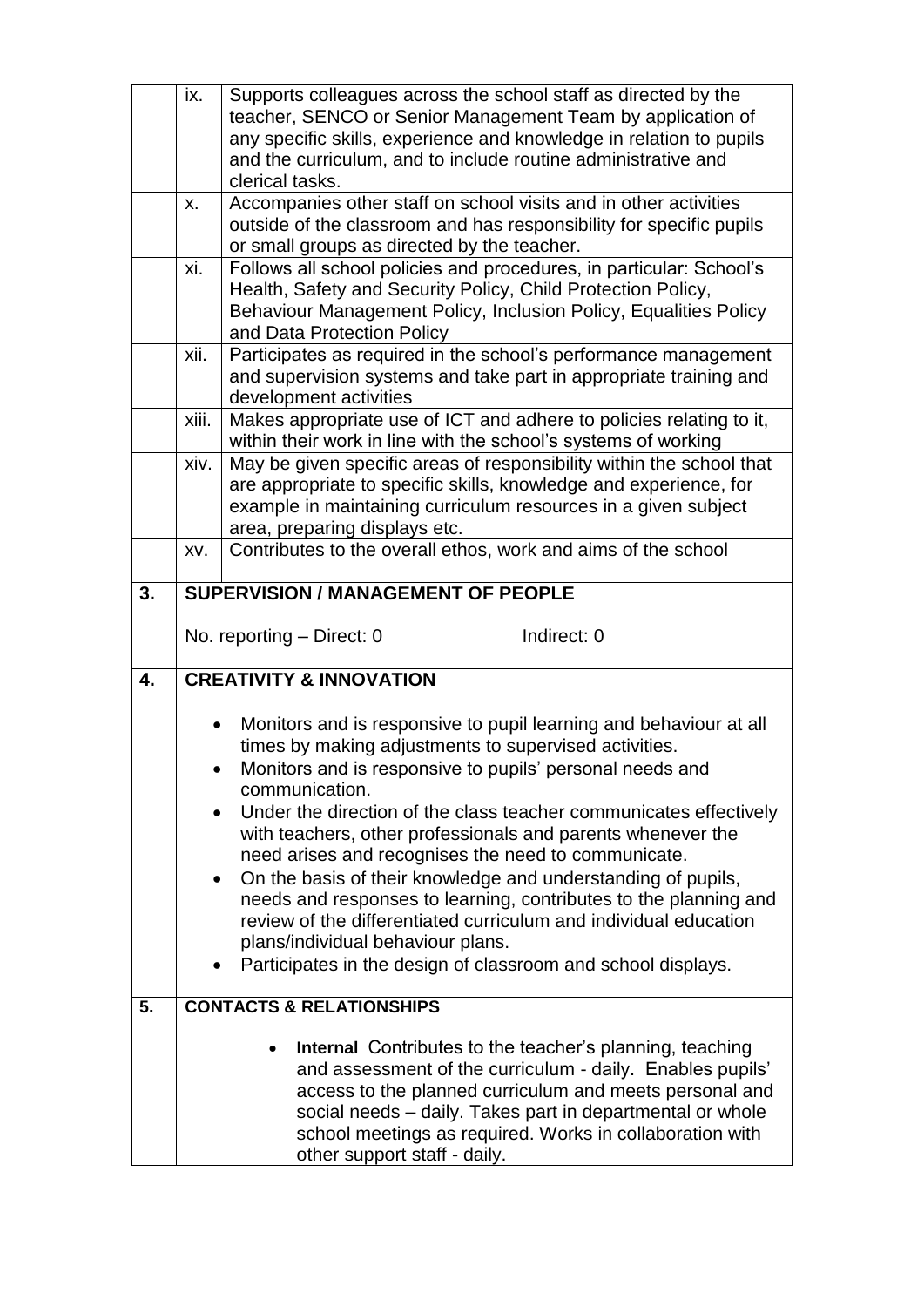| | | |
|---|---|---|
| | ix. | Supports colleagues across the school staff as directed by the teacher, SENCO or Senior Management Team by application of any specific skills, experience and knowledge in relation to pupils and the curriculum, and to include routine administrative and clerical tasks. |
| | x. | Accompanies other staff on school visits and in other activities outside of the classroom and has responsibility for specific pupils or small groups as directed by the teacher. |
| | xi. | Follows all school policies and procedures, in particular: School's Health, Safety and Security Policy, Child Protection Policy, Behaviour Management Policy, Inclusion Policy, Equalities Policy and Data Protection Policy |
| | xii. | Participates as required in the school's performance management and supervision systems and take part in appropriate training and development activities |
| | xiii. | Makes appropriate use of ICT and adhere to policies relating to it, within their work in line with the school's systems of working |
| | xiv. | May be given specific areas of responsibility within the school that are appropriate to specific skills, knowledge and experience, for example in maintaining curriculum resources in a given subject area, preparing displays etc. |
| | xv. | Contributes to the overall ethos, work and aims of the school |
| **3.** | **SUPERVISION / MANAGEMENT OF PEOPLE**<br><br>No. reporting – Direct: 0 Indirect: 0 | |
| **4.** | **CREATIVITY & INNOVATION**<br><br>• Monitors and is responsive to pupil learning and behaviour at all times by making adjustments to supervised activities.<br>• Monitors and is responsive to pupils' personal needs and communication.<br>• Under the direction of the class teacher communicates effectively with teachers, other professionals and parents whenever the need arises and recognises the need to communicate.<br>• On the basis of their knowledge and understanding of pupils, needs and responses to learning, contributes to the planning and review of the differentiated curriculum and individual education plans/individual behaviour plans.<br>• Participates in the design of classroom and school displays. | |
| **5.** | **CONTACTS & RELATIONSHIPS**<br><br>• **Internal** Contributes to the teacher's planning, teaching and assessment of the curriculum - daily. Enables pupils' access to the planned curriculum and meets personal and social needs – daily. Takes part in departmental or whole school meetings as required. Works in collaboration with other support staff - daily. | |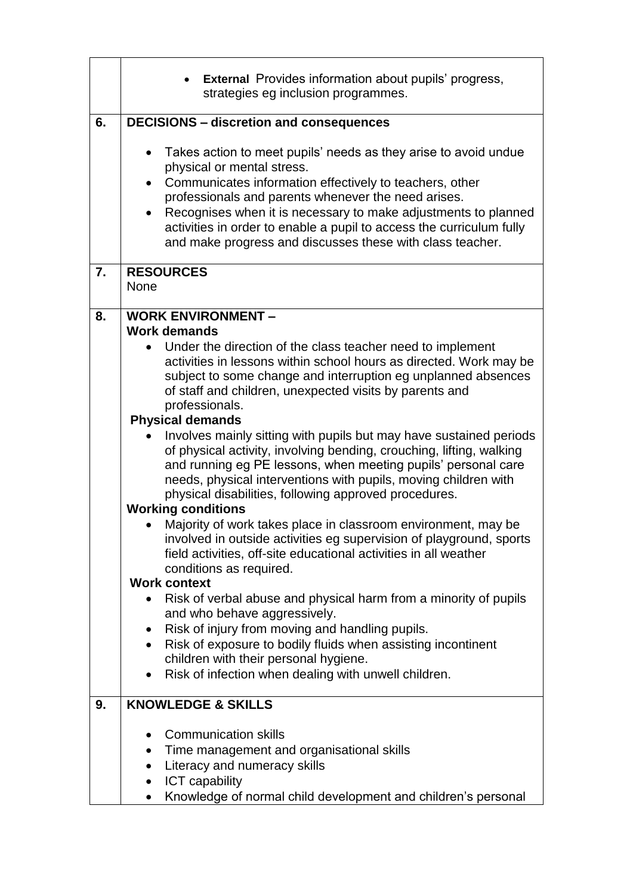| | |
|---|---|
| | • **External** Provides information about pupils' progress, strategies eg inclusion programmes. |
| **6.** | **DECISIONS – discretion and consequences**<br><br>• Takes action to meet pupils' needs as they arise to avoid undue physical or mental stress.<br>• Communicates information effectively to teachers, other professionals and parents whenever the need arises.<br>• Recognises when it is necessary to make adjustments to planned activities in order to enable a pupil to access the curriculum fully and make progress and discusses these with class teacher. |
| **7.** | **RESOURCES**<br>None |
| **8.** | **WORK ENVIRONMENT –**<br>**Work demands**<br>• Under the direction of the class teacher need to implement activities in lessons within school hours as directed. Work may be subject to some change and interruption eg unplanned absences of staff and children, unexpected visits by parents and professionals.<br>**Physical demands**<br>• Involves mainly sitting with pupils but may have sustained periods of physical activity, involving bending, crouching, lifting, walking and running eg PE lessons, when meeting pupils' personal care needs, physical interventions with pupils, moving children with physical disabilities, following approved procedures.<br>**Working conditions**<br>• Majority of work takes place in classroom environment, may be involved in outside activities eg supervision of playground, sports field activities, off-site educational activities in all weather conditions as required.<br>**Work context**<br>• Risk of verbal abuse and physical harm from a minority of pupils and who behave aggressively.<br>• Risk of injury from moving and handling pupils.<br>• Risk of exposure to bodily fluids when assisting incontinent children with their personal hygiene.<br>• Risk of infection when dealing with unwell children. |
| **9.** | **KNOWLEDGE & SKILLS**<br><br>• Communication skills<br>• Time management and organisational skills<br>• Literacy and numeracy skills<br>• ICT capability<br>• Knowledge of normal child development and children's personal |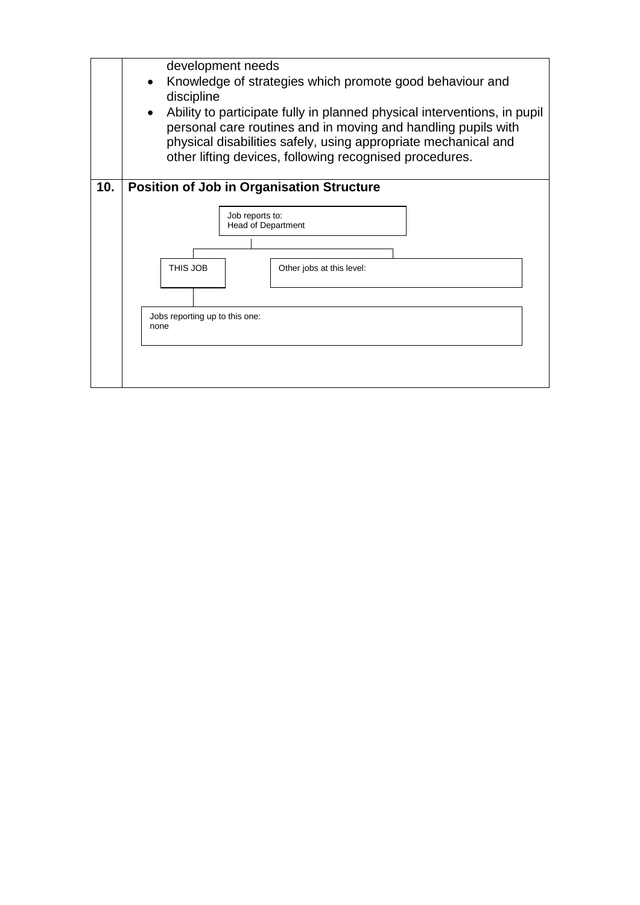development needs

- Knowledge of strategies which promote good behaviour and discipline
- Ability to participate fully in planned physical interventions, in pupil personal care routines and in moving and handling pupils with physical disabilities safely, using appropriate mechanical and other lifting devices, following recognised procedures.

## 10. Position of Job in Organisation Structure

Job reports to:
Head of Department

THIS JOB

Other jobs at this level:

Jobs reporting up to this one:
none